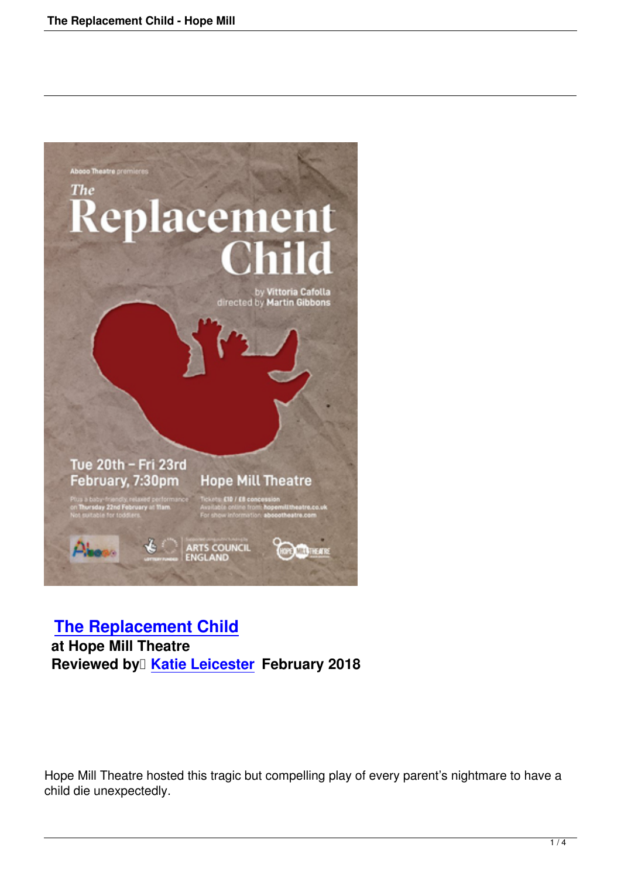## The Replacement Child

**at Hope Mill Theatre**

**Reviewed by Katie Leicester February 2018**

Hope Mill Theatre hosted this tragic but compelling play of every parent's nightmare to have a child die unexpectedly.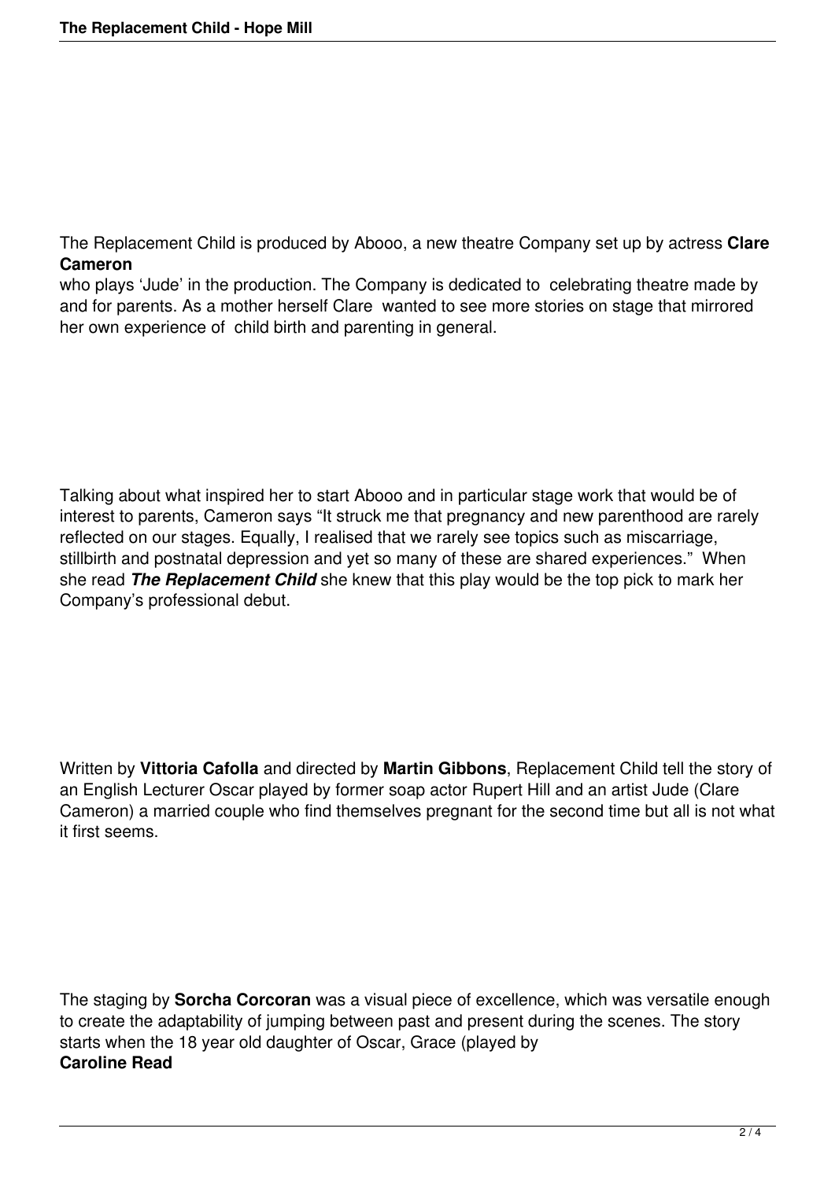The Replacement Child is produced by Abooo, a new theatre Company set up by actress **Clare Cameron** who plays 'Jude' in the production. The Company is dedicated to celebrating theatre made by and for parents. As a mother herself Clare wanted to see more stories on stage that mirrored her own experience of child birth and parenting in general.

Talking about what inspired her to start Abooo and in particular stage work that would be of interest to parents, Cameron says "It struck me that pregnancy and new parenthood are rarely reflected on our stages. Equally, I realised that we rarely see topics such as miscarriage, stillbirth and postnatal depression and yet so many of these are shared experiences." When she read ***The Replacement Child*** she knew that this play would be the top pick to mark her Company's professional debut.

Written by **Vittoria Cafolla** and directed by **Martin Gibbons**, Replacement Child tell the story of an English Lecturer Oscar played by former soap actor Rupert Hill and an artist Jude (Clare Cameron) a married couple who find themselves pregnant for the second time but all is not what it first seems.

The staging by **Sorcha Corcoran** was a visual piece of excellence, which was versatile enough to create the adaptability of jumping between past and present during the scenes. The story starts when the 18 year old daughter of Oscar, Grace (played by **Caroline Read**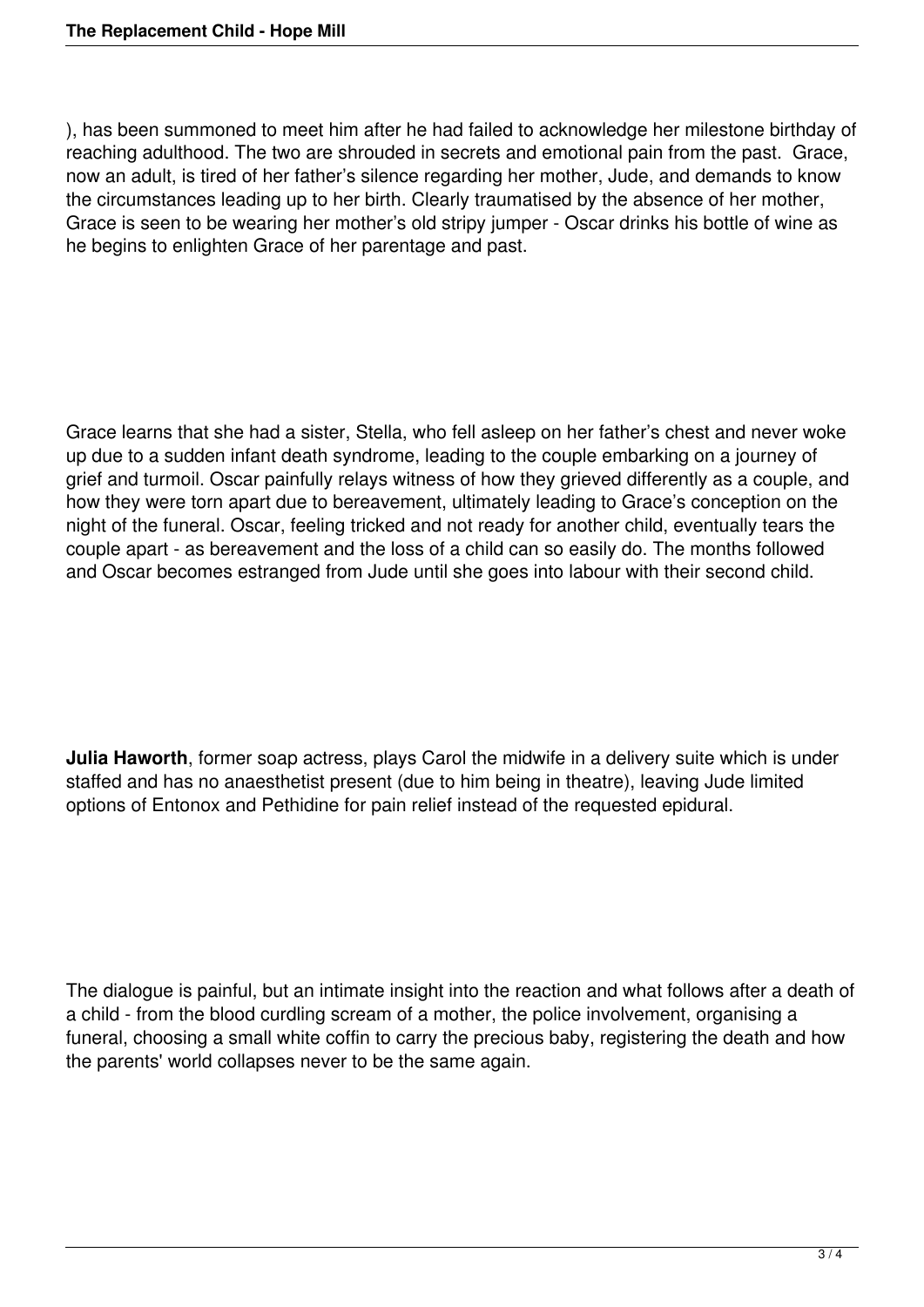), has been summoned to meet him after he had failed to acknowledge her milestone birthday of reaching adulthood. The two are shrouded in secrets and emotional pain from the past. Grace, now an adult, is tired of her father's silence regarding her mother, Jude, and demands to know the circumstances leading up to her birth. Clearly traumatised by the absence of her mother, Grace is seen to be wearing her mother's old stripy jumper - Oscar drinks his bottle of wine as he begins to enlighten Grace of her parentage and past.

Grace learns that she had a sister, Stella, who fell asleep on her father's chest and never woke up due to a sudden infant death syndrome, leading to the couple embarking on a journey of grief and turmoil. Oscar painfully relays witness of how they grieved differently as a couple, and how they were torn apart due to bereavement, ultimately leading to Grace's conception on the night of the funeral. Oscar, feeling tricked and not ready for another child, eventually tears the couple apart - as bereavement and the loss of a child can so easily do. The months followed and Oscar becomes estranged from Jude until she goes into labour with their second child.

**Julia Haworth**, former soap actress, plays Carol the midwife in a delivery suite which is under staffed and has no anaesthetist present (due to him being in theatre), leaving Jude limited options of Entonox and Pethidine for pain relief instead of the requested epidural.

The dialogue is painful, but an intimate insight into the reaction and what follows after a death of a child - from the blood curdling scream of a mother, the police involvement, organising a funeral, choosing a small white coffin to carry the precious baby, registering the death and how the parents' world collapses never to be the same again.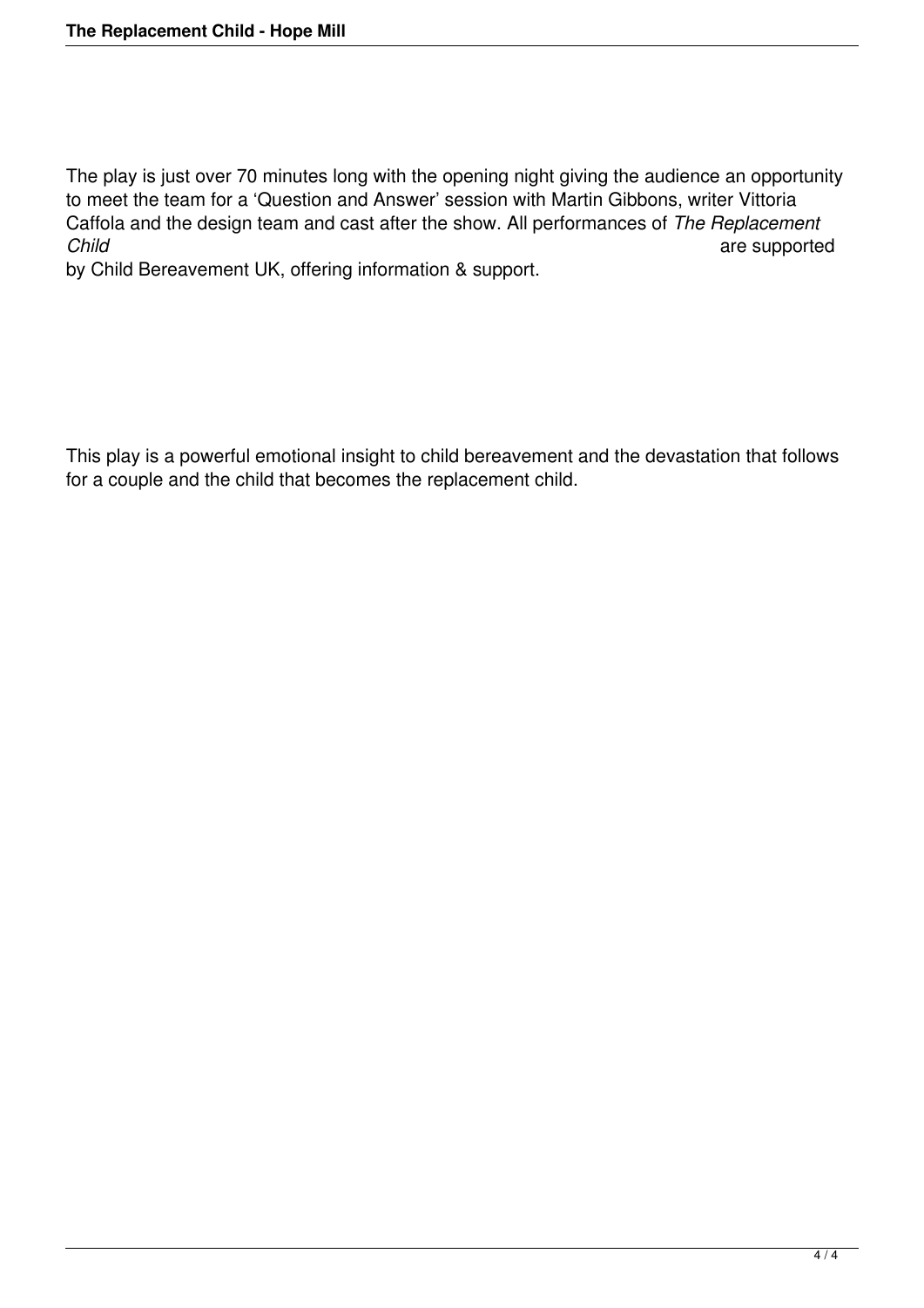The play is just over 70 minutes long with the opening night giving the audience an opportunity to meet the team for a 'Question and Answer' session with Martin Gibbons, writer Vittoria Caffola and the design team and cast after the show. All performances of *The Replacement Child* are supported by Child Bereavement UK, offering information & support.

This play is a powerful emotional insight to child bereavement and the devastation that follows for a couple and the child that becomes the replacement child.